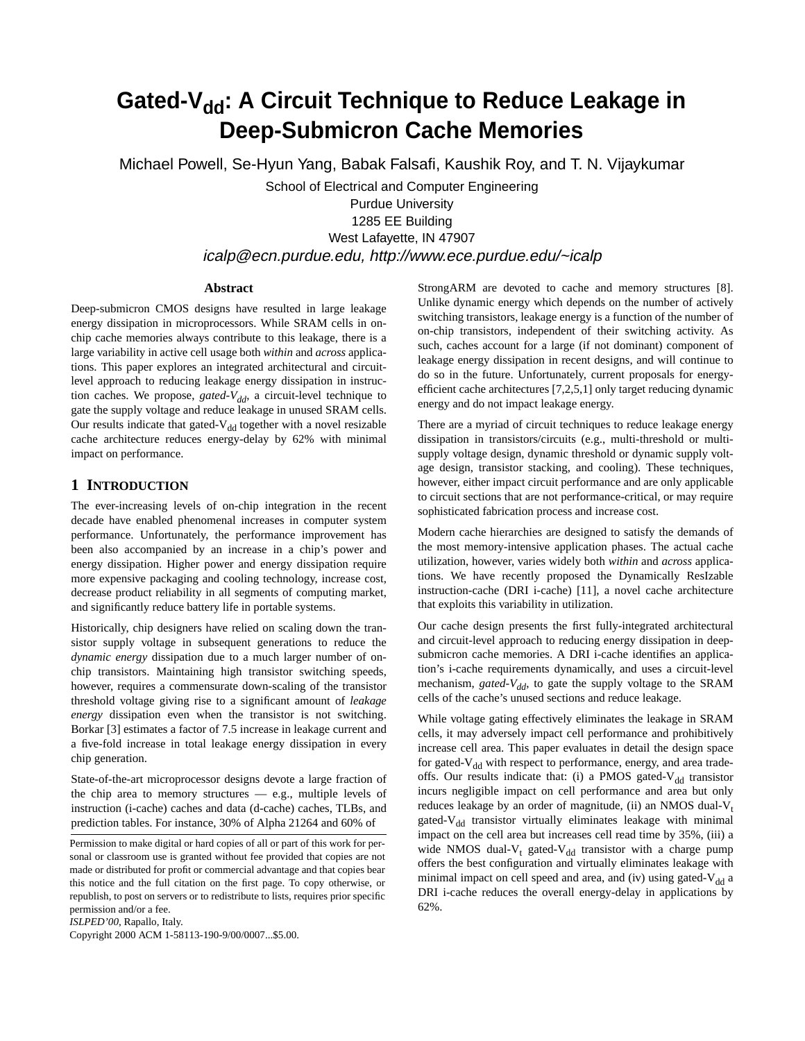# Gated-$V_{dd}$: A Circuit Technique to Reduce Leakage in Deep-Submicron Cache Memories

Michael Powell, Se-Hyun Yang, Babak Falsafi, Kaushik Roy, and T. N. Vijaykumar

School of Electrical and Computer Engineering
Purdue University
1285 EE Building
West Lafayette, IN 47907

*icalp@ecn.purdue.edu, http://www.ece.purdue.edu/~icalp*

## Abstract

Deep-submicron CMOS designs have resulted in large leakage energy dissipation in microprocessors. While SRAM cells in on-chip cache memories always contribute to this leakage, there is a large variability in active cell usage both *within* and *across* applications. This paper explores an integrated architectural and circuit-level approach to reducing leakage energy dissipation in instruction caches. We propose, *gated-$V_{dd}$*, a circuit-level technique to gate the supply voltage and reduce leakage in unused SRAM cells. Our results indicate that gated-$V_{dd}$ together with a novel resizable cache architecture reduces energy-delay by 62% with minimal impact on performance.

## 1 Introduction

The ever-increasing levels of on-chip integration in the recent decade have enabled phenomenal increases in computer system performance. Unfortunately, the performance improvement has been also accompanied by an increase in a chip's power and energy dissipation. Higher power and energy dissipation require more expensive packaging and cooling technology, increase cost, decrease product reliability in all segments of computing market, and significantly reduce battery life in portable systems.

Historically, chip designers have relied on scaling down the transistor supply voltage in subsequent generations to reduce the *dynamic energy* dissipation due to a much larger number of on-chip transistors. Maintaining high transistor switching speeds, however, requires a commensurate down-scaling of the transistor threshold voltage giving rise to a significant amount of *leakage energy* dissipation even when the transistor is not switching. Borkar [3] estimates a factor of 7.5 increase in leakage current and a five-fold increase in total leakage energy dissipation in every chip generation.

State-of-the-art microprocessor designs devote a large fraction of the chip area to memory structures — e.g., multiple levels of instruction (i-cache) caches and data (d-cache) caches, TLBs, and prediction tables. For instance, 30% of Alpha 21264 and 60% of StrongARM are devoted to cache and memory structures [8]. Unlike dynamic energy which depends on the number of actively switching transistors, leakage energy is a function of the number of on-chip transistors, independent of their switching activity. As such, caches account for a large (if not dominant) component of leakage energy dissipation in recent designs, and will continue to do so in the future. Unfortunately, current proposals for energy-efficient cache architectures [7,2,5,1] only target reducing dynamic energy and do not impact leakage energy.

There are a myriad of circuit techniques to reduce leakage energy dissipation in transistors/circuits (e.g., multi-threshold or multi-supply voltage design, dynamic threshold or dynamic supply voltage design, transistor stacking, and cooling). These techniques, however, either impact circuit performance and are only applicable to circuit sections that are not performance-critical, or may require sophisticated fabrication process and increase cost.

Modern cache hierarchies are designed to satisfy the demands of the most memory-intensive application phases. The actual cache utilization, however, varies widely both *within* and *across* applications. We have recently proposed the Dynamically ResIzable instruction-cache (DRI i-cache) [11], a novel cache architecture that exploits this variability in utilization.

Our cache design presents the first fully-integrated architectural and circuit-level approach to reducing energy dissipation in deep-submicron cache memories. A DRI i-cache identifies an application's i-cache requirements dynamically, and uses a circuit-level mechanism, *gated-$V_{dd}$*, to gate the supply voltage to the SRAM cells of the cache's unused sections and reduce leakage.

While voltage gating effectively eliminates the leakage in SRAM cells, it may adversely impact cell performance and prohibitively increase cell area. This paper evaluates in detail the design space for gated-$V_{dd}$ with respect to performance, energy, and area tradeoffs. Our results indicate that: (i) a PMOS gated-$V_{dd}$ transistor incurs negligible impact on cell performance and area but only reduces leakage by an order of magnitude, (ii) an NMOS dual-$V_t$ gated-$V_{dd}$ transistor virtually eliminates leakage with minimal impact on the cell area but increases cell read time by 35%, (iii) a wide NMOS dual-$V_t$ gated-$V_{dd}$ transistor with a charge pump offers the best configuration and virtually eliminates leakage with minimal impact on cell speed and area, and (iv) using gated-$V_{dd}$ a DRI i-cache reduces the overall energy-delay in applications by 62%.

Permission to make digital or hard copies of all or part of this work for personal or classroom use is granted without fee provided that copies are not made or distributed for profit or commercial advantage and that copies bear this notice and the full citation on the first page. To copy otherwise, or republish, to post on servers or to redistribute to lists, requires prior specific permission and/or a fee.

*ISLPED'00*, Rapallo, Italy.

Copyright 2000 ACM 1-58113-190-9/00/0007...$5.00.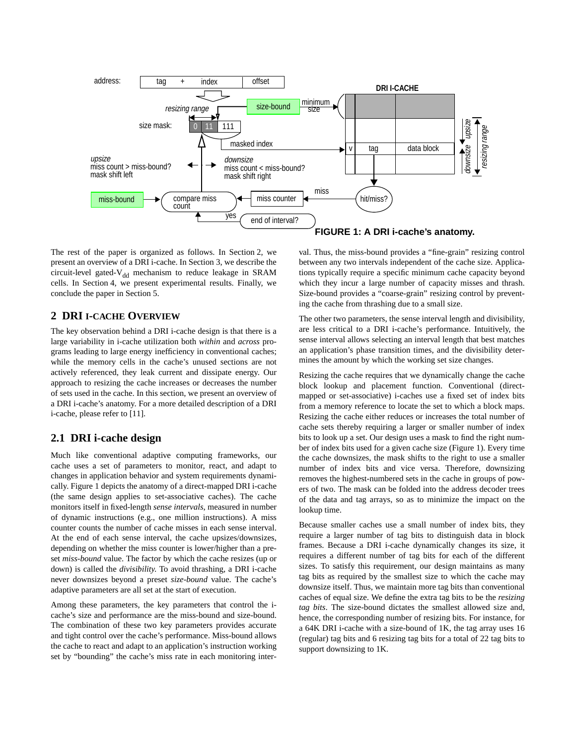FIGURE 1: A DRI i-cache's anatomy.

The rest of the paper is organized as follows. In Section 2, we present an overview of a DRI i-cache. In Section 3, we describe the circuit-level gated-$V_{dd}$ mechanism to reduce leakage in SRAM cells. In Section 4, we present experimental results. Finally, we conclude the paper in Section 5.

## 2 DRI I-CACHE OVERVIEW

The key observation behind a DRI i-cache design is that there is a large variability in i-cache utilization both *within* and *across* programs leading to large energy inefficiency in conventional caches; while the memory cells in the cache's unused sections are not actively referenced, they leak current and dissipate energy. Our approach to resizing the cache increases or decreases the number of sets used in the cache. In this section, we present an overview of a DRI i-cache's anatomy. For a more detailed description of a DRI i-cache, please refer to [11].

### 2.1 DRI i-cache design

Much like conventional adaptive computing frameworks, our cache uses a set of parameters to monitor, react, and adapt to changes in application behavior and system requirements dynamically. Figure 1 depicts the anatomy of a direct-mapped DRI i-cache (the same design applies to set-associative caches). The cache monitors itself in fixed-length *sense intervals*, measured in number of dynamic instructions (e.g., one million instructions). A miss counter counts the number of cache misses in each sense interval. At the end of each sense interval, the cache upsizes/downsizes, depending on whether the miss counter is lower/higher than a preset *miss-bound* value. The factor by which the cache resizes (up or down) is called the *divisibility*. To avoid thrashing, a DRI i-cache never downsizes beyond a preset *size-bound* value. The cache's adaptive parameters are all set at the start of execution.

Among these parameters, the key parameters that control the i-cache's size and performance are the miss-bound and size-bound. The combination of these two key parameters provides accurate and tight control over the cache's performance. Miss-bound allows the cache to react and adapt to an application's instruction working set by "bounding" the cache's miss rate in each monitoring interval. Thus, the miss-bound provides a "fine-grain" resizing control between any two intervals independent of the cache size. Applications typically require a specific minimum cache capacity beyond which they incur a large number of capacity misses and thrash. Size-bound provides a "coarse-grain" resizing control by preventing the cache from thrashing due to a small size.

The other two parameters, the sense interval length and divisibility, are less critical to a DRI i-cache's performance. Intuitively, the sense interval allows selecting an interval length that best matches an application's phase transition times, and the divisibility determines the amount by which the working set size changes.

Resizing the cache requires that we dynamically change the cache block lookup and placement function. Conventional (direct-mapped or set-associative) i-caches use a fixed set of index bits from a memory reference to locate the set to which a block maps. Resizing the cache either reduces or increases the total number of cache sets thereby requiring a larger or smaller number of index bits to look up a set. Our design uses a mask to find the right number of index bits used for a given cache size (Figure 1). Every time the cache downsizes, the mask shifts to the right to use a smaller number of index bits and vice versa. Therefore, downsizing removes the highest-numbered sets in the cache in groups of powers of two. The mask can be folded into the address decoder trees of the data and tag arrays, so as to minimize the impact on the lookup time.

Because smaller caches use a small number of index bits, they require a larger number of tag bits to distinguish data in block frames. Because a DRI i-cache dynamically changes its size, it requires a different number of tag bits for each of the different sizes. To satisfy this requirement, our design maintains as many tag bits as required by the smallest size to which the cache may downsize itself. Thus, we maintain more tag bits than conventional caches of equal size. We define the extra tag bits to be the *resizing tag bits*. The size-bound dictates the smallest allowed size and, hence, the corresponding number of resizing bits. For instance, for a 64K DRI i-cache with a size-bound of 1K, the tag array uses 16 (regular) tag bits and 6 resizing tag bits for a total of 22 tag bits to support downsizing to 1K.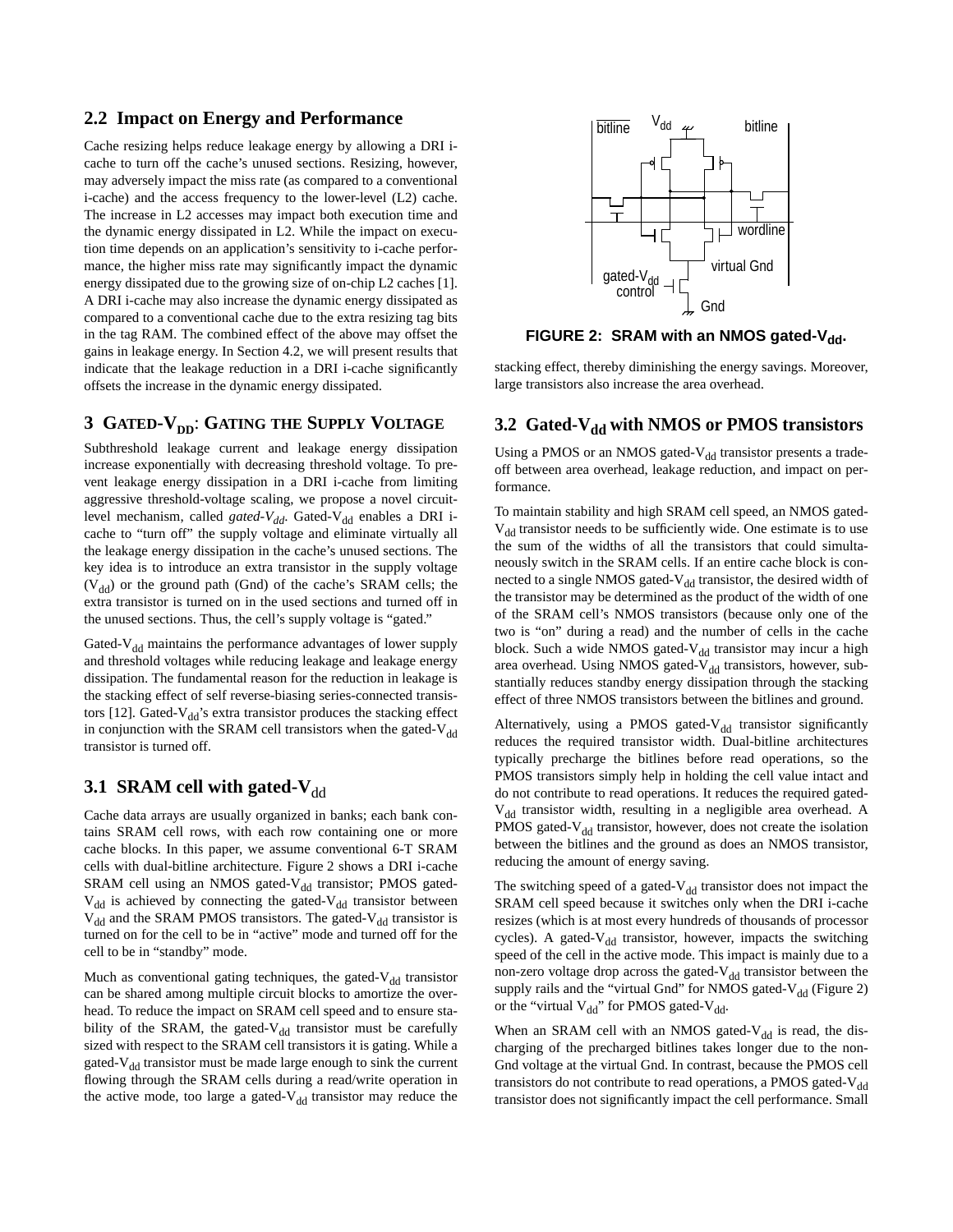### 2.2 Impact on Energy and Performance

Cache resizing helps reduce leakage energy by allowing a DRI i-cache to turn off the cache's unused sections. Resizing, however, may adversely impact the miss rate (as compared to a conventional i-cache) and the access frequency to the lower-level (L2) cache. The increase in L2 accesses may impact both execution time and the dynamic energy dissipated in L2. While the impact on execution time depends on an application's sensitivity to i-cache performance, the higher miss rate may significantly impact the dynamic energy dissipated due to the growing size of on-chip L2 caches [1]. A DRI i-cache may also increase the dynamic energy dissipated as compared to a conventional cache due to the extra resizing tag bits in the tag RAM. The combined effect of the above may offset the gains in leakage energy. In Section 4.2, we will present results that indicate that the leakage reduction in a DRI i-cache significantly offsets the increase in the dynamic energy dissipated.

## 3 GATED-$V_{DD}$: GATING THE SUPPLY VOLTAGE

Subthreshold leakage current and leakage energy dissipation increase exponentially with decreasing threshold voltage. To prevent leakage energy dissipation in a DRI i-cache from limiting aggressive threshold-voltage scaling, we propose a novel circuit-level mechanism, called *gated-$V_{dd}$*. Gated-$V_{dd}$ enables a DRI i-cache to "turn off" the supply voltage and eliminate virtually all the leakage energy dissipation in the cache's unused sections. The key idea is to introduce an extra transistor in the supply voltage ($V_{dd}$) or the ground path (Gnd) of the cache's SRAM cells; the extra transistor is turned on in the used sections and turned off in the unused sections. Thus, the cell's supply voltage is "gated."

Gated-$V_{dd}$ maintains the performance advantages of lower supply and threshold voltages while reducing leakage and leakage energy dissipation. The fundamental reason for the reduction in leakage is the stacking effect of self reverse-biasing series-connected transistors [12]. Gated-$V_{dd}$'s extra transistor produces the stacking effect in conjunction with the SRAM cell transistors when the gated-$V_{dd}$ transistor is turned off.

### 3.1 SRAM cell with gated-$V_{dd}$

Cache data arrays are usually organized in banks; each bank contains SRAM cell rows, with each row containing one or more cache blocks. In this paper, we assume conventional 6-T SRAM cells with dual-bitline architecture. Figure 2 shows a DRI i-cache SRAM cell using an NMOS gated-$V_{dd}$ transistor; PMOS gated-$V_{dd}$ is achieved by connecting the gated-$V_{dd}$ transistor between $V_{dd}$ and the SRAM PMOS transistors. The gated-$V_{dd}$ transistor is turned on for the cell to be in "active" mode and turned off for the cell to be in "standby" mode.

Much as conventional gating techniques, the gated-$V_{dd}$ transistor can be shared among multiple circuit blocks to amortize the overhead. To reduce the impact on SRAM cell speed and to ensure stability of the SRAM, the gated-$V_{dd}$ transistor must be carefully sized with respect to the SRAM cell transistors it is gating. While a gated-$V_{dd}$ transistor must be made large enough to sink the current flowing through the SRAM cells during a read/write operation in the active mode, too large a gated-$V_{dd}$ transistor may reduce the

**FIGURE 2: SRAM with an NMOS gated-$V_{dd}$.**

stacking effect, thereby diminishing the energy savings. Moreover, large transistors also increase the area overhead.

### 3.2 Gated-$V_{dd}$ with NMOS or PMOS transistors

Using a PMOS or an NMOS gated-$V_{dd}$ transistor presents a trade-off between area overhead, leakage reduction, and impact on performance.

To maintain stability and high SRAM cell speed, an NMOS gated-$V_{dd}$ transistor needs to be sufficiently wide. One estimate is to use the sum of the widths of all the transistors that could simultaneously switch in the SRAM cells. If an entire cache block is connected to a single NMOS gated-$V_{dd}$ transistor, the desired width of the transistor may be determined as the product of the width of one of the SRAM cell's NMOS transistors (because only one of the two is "on" during a read) and the number of cells in the cache block. Such a wide NMOS gated-$V_{dd}$ transistor may incur a high area overhead. Using NMOS gated-$V_{dd}$ transistors, however, substantially reduces standby energy dissipation through the stacking effect of three NMOS transistors between the bitlines and ground.

Alternatively, using a PMOS gated-$V_{dd}$ transistor significantly reduces the required transistor width. Dual-bitline architectures typically precharge the bitlines before read operations, so the PMOS transistors simply help in holding the cell value intact and do not contribute to read operations. It reduces the required gated-$V_{dd}$ transistor width, resulting in a negligible area overhead. A PMOS gated-$V_{dd}$ transistor, however, does not create the isolation between the bitlines and the ground as does an NMOS transistor, reducing the amount of energy saving.

The switching speed of a gated-$V_{dd}$ transistor does not impact the SRAM cell speed because it switches only when the DRI i-cache resizes (which is at most every hundreds of thousands of processor cycles). A gated-$V_{dd}$ transistor, however, impacts the switching speed of the cell in the active mode. This impact is mainly due to a non-zero voltage drop across the gated-$V_{dd}$ transistor between the supply rails and the "virtual Gnd" for NMOS gated-$V_{dd}$ (Figure 2) or the "virtual $V_{dd}$" for PMOS gated-$V_{dd}$.

When an SRAM cell with an NMOS gated-$V_{dd}$ is read, the discharging of the precharged bitlines takes longer due to the non-Gnd voltage at the virtual Gnd. In contrast, because the PMOS cell transistors do not contribute to read operations, a PMOS gated-$V_{dd}$ transistor does not significantly impact the cell performance. Small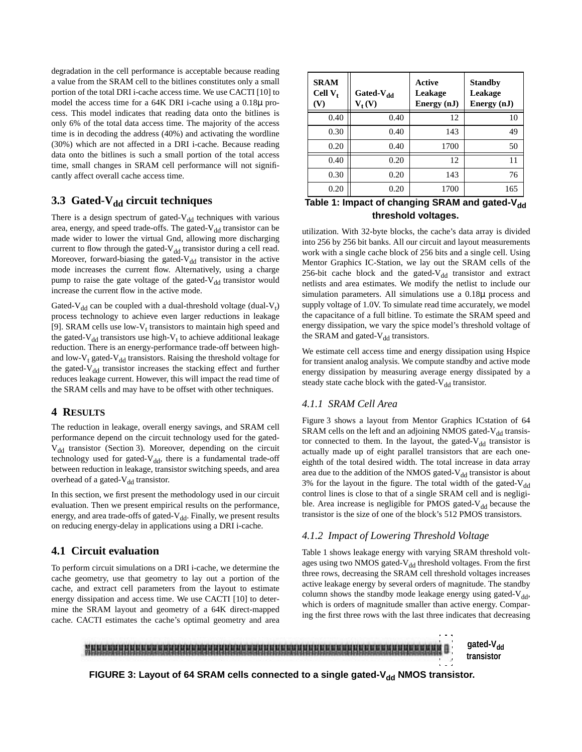degradation in the cell performance is acceptable because reading a value from the SRAM cell to the bitlines constitutes only a small portion of the total DRI i-cache access time. We use CACTI [10] to model the access time for a 64K DRI i-cache using a 0.18μ process. This model indicates that reading data onto the bitlines is only 6% of the total data access time. The majority of the access time is in decoding the address (40%) and activating the wordline (30%) which are not affected in a DRI i-cache. Because reading data onto the bitlines is such a small portion of the total access time, small changes in SRAM cell performance will not significantly affect overall cache access time.

## 3.3 Gated-$V_{dd}$ circuit techniques

There is a design spectrum of gated-$V_{dd}$ techniques with various area, energy, and speed trade-offs. The gated-$V_{dd}$ transistor can be made wider to lower the virtual Gnd, allowing more discharging current to flow through the gated-$V_{dd}$ transistor during a cell read. Moreover, forward-biasing the gated-$V_{dd}$ transistor in the active mode increases the current flow. Alternatively, using a charge pump to raise the gate voltage of the gated-$V_{dd}$ transistor would increase the current flow in the active mode.

Gated-$V_{dd}$ can be coupled with a dual-threshold voltage (dual-$V_t$) process technology to achieve even larger reductions in leakage [9]. SRAM cells use low-$V_t$ transistors to maintain high speed and the gated-$V_{dd}$ transistors use high-$V_t$ to achieve additional leakage reduction. There is an energy-performance trade-off between high- and low-$V_t$ gated-$V_{dd}$ transistors. Raising the threshold voltage for the gated-$V_{dd}$ transistor increases the stacking effect and further reduces leakage current. However, this will impact the read time of the SRAM cells and may have to be offset with other techniques.

# 4 RESULTS

The reduction in leakage, overall energy savings, and SRAM cell performance depend on the circuit technology used for the gated-$V_{dd}$ transistor (Section 3). Moreover, depending on the circuit technology used for gated-$V_{dd}$, there is a fundamental trade-off between reduction in leakage, transistor switching speeds, and area overhead of a gated-$V_{dd}$ transistor.

In this section, we first present the methodology used in our circuit evaluation. Then we present empirical results on the performance, energy, and area trade-offs of gated-$V_{dd}$. Finally, we present results on reducing energy-delay in applications using a DRI i-cache.

## 4.1 Circuit evaluation

To perform circuit simulations on a DRI i-cache, we determine the cache geometry, use that geometry to lay out a portion of the cache, and extract cell parameters from the layout to estimate energy dissipation and access time. We use CACTI [10] to determine the SRAM layout and geometry of a 64K direct-mapped cache. CACTI estimates the cache's optimal geometry and area utilization. With 32-byte blocks, the cache's data array is divided into 256 by 256 bit banks. All our circuit and layout measurements work with a single cache block of 256 bits and a single cell. Using Mentor Graphics IC-Station, we lay out the SRAM cells of the 256-bit cache block and the gated-$V_{dd}$ transistor and extract netlists and area estimates. We modify the netlist to include our simulation parameters. All simulations use a 0.18μ process and supply voltage of 1.0V. To simulate read time accurately, we model the capacitance of a full bitline. To estimate the SRAM speed and energy dissipation, we vary the spice model's threshold voltage of the SRAM and gated-$V_{dd}$ transistors.

| SRAM Cell $V_t$ (V) | Gated-$V_{dd}$ $V_t$ (V) | Active Leakage Energy (nJ) | Standby Leakage Energy (nJ) |
|---|---|---|---|
| 0.40 | 0.40 | 12 | 10 |
| 0.30 | 0.40 | 143 | 49 |
| 0.20 | 0.40 | 1700 | 50 |
| 0.40 | 0.20 | 12 | 11 |
| 0.30 | 0.20 | 143 | 76 |
| 0.20 | 0.20 | 1700 | 165 |

**Table 1: Impact of changing SRAM and gated-$V_{dd}$ threshold voltages.**

We estimate cell access time and energy dissipation using Hspice for transient analog analysis. We compute standby and active mode energy dissipation by measuring average energy dissipated by a steady state cache block with the gated-$V_{dd}$ transistor.

### 4.1.1 SRAM Cell Area

Figure 3 shows a layout from Mentor Graphics ICstation of 64 SRAM cells on the left and an adjoining NMOS gated-$V_{dd}$ transistor connected to them. In the layout, the gated-$V_{dd}$ transistor is actually made up of eight parallel transistors that are each one-eighth of the total desired width. The total increase in data array area due to the addition of the NMOS gated-$V_{dd}$ transistor is about 3% for the layout in the figure. The total width of the gated-$V_{dd}$ control lines is close to that of a single SRAM cell and is negligible. Area increase is negligible for PMOS gated-$V_{dd}$ because the transistor is the size of one of the block's 512 PMOS transistors.

### 4.1.2 Impact of Lowering Threshold Voltage

Table 1 shows leakage energy with varying SRAM threshold voltages using two NMOS gated-$V_{dd}$ threshold voltages. From the first three rows, decreasing the SRAM cell threshold voltages increases active leakage energy by several orders of magnitude. The standby column shows the standby mode leakage energy using gated-$V_{dd}$, which is orders of magnitude smaller than active energy. Comparing the first three rows with the last three indicates that decreasing

gated-$V_{dd}$ transistor

**FIGURE 3: Layout of 64 SRAM cells connected to a single gated-$V_{dd}$ NMOS transistor.**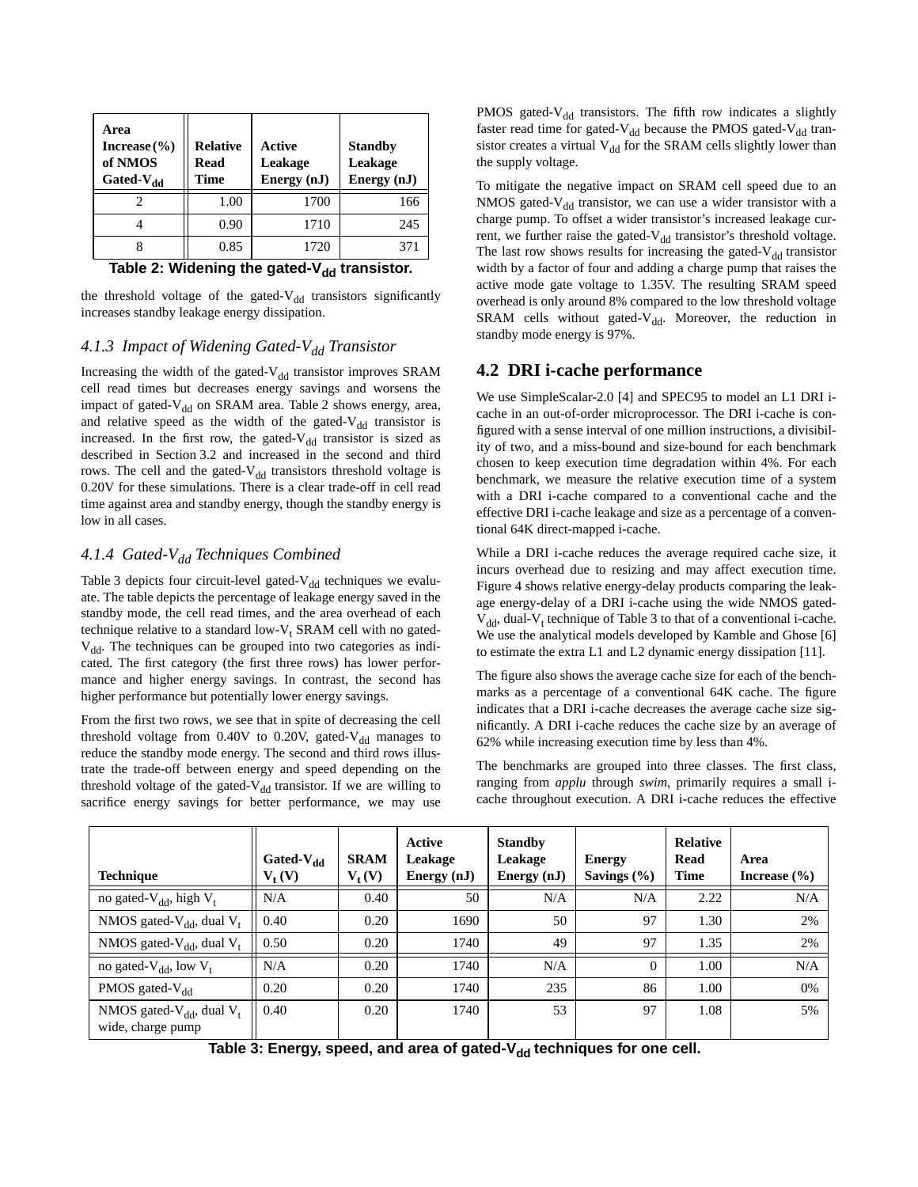| Area Increase (%) of NMOS Gated-$V_{dd}$ | Relative Read Time | Active Leakage Energy (nJ) | Standby Leakage Energy (nJ) |
|---|---|---|---|
| 2 | 1.00 | 1700 | 166 |
| 4 | 0.90 | 1710 | 245 |
| 8 | 0.85 | 1720 | 371 |

**Table 2: Widening the gated-$V_{dd}$ transistor.**

the threshold voltage of the gated-$V_{dd}$ transistors significantly increases standby leakage energy dissipation.

### 4.1.3 Impact of Widening Gated-$V_{dd}$ Transistor

Increasing the width of the gated-$V_{dd}$ transistor improves SRAM cell read times but decreases energy savings and worsens the impact of gated-$V_{dd}$ on SRAM area. Table 2 shows energy, area, and relative speed as the width of the gated-$V_{dd}$ transistor is increased. In the first row, the gated-$V_{dd}$ transistor is sized as described in Section 3.2 and increased in the second and third rows. The cell and the gated-$V_{dd}$ transistors threshold voltage is 0.20V for these simulations. There is a clear trade-off in cell read time against area and standby energy, though the standby energy is low in all cases.

### 4.1.4 Gated-$V_{dd}$ Techniques Combined

Table 3 depicts four circuit-level gated-$V_{dd}$ techniques we evaluate. The table depicts the percentage of leakage energy saved in the standby mode, the cell read times, and the area overhead of each technique relative to a standard low-$V_t$ SRAM cell with no gated-$V_{dd}$. The techniques can be grouped into two categories as indicated. The first category (the first three rows) has lower performance and higher energy savings. In contrast, the second has higher performance but potentially lower energy savings.

From the first two rows, we see that in spite of decreasing the cell threshold voltage from 0.40V to 0.20V, gated-$V_{dd}$ manages to reduce the standby mode energy. The second and third rows illustrate the trade-off between energy and speed depending on the threshold voltage of the gated-$V_{dd}$ transistor. If we are willing to sacrifice energy savings for better performance, we may use PMOS gated-$V_{dd}$ transistors. The fifth row indicates a slightly faster read time for gated-$V_{dd}$ because the PMOS gated-$V_{dd}$ transistor creates a virtual $V_{dd}$ for the SRAM cells slightly lower than the supply voltage.

To mitigate the negative impact on SRAM cell speed due to an NMOS gated-$V_{dd}$ transistor, we can use a wider transistor with a charge pump. To offset a wider transistor's increased leakage current, we further raise the gated-$V_{dd}$ transistor's threshold voltage. The last row shows results for increasing the gated-$V_{dd}$ transistor width by a factor of four and adding a charge pump that raises the active mode gate voltage to 1.35V. The resulting SRAM speed overhead is only around 8% compared to the low threshold voltage SRAM cells without gated-$V_{dd}$. Moreover, the reduction in standby mode energy is 97%.

## 4.2 DRI i-cache performance

We use SimpleScalar-2.0 [4] and SPEC95 to model an L1 DRI i-cache in an out-of-order microprocessor. The DRI i-cache is configured with a sense interval of one million instructions, a divisibility of two, and a miss-bound and size-bound for each benchmark chosen to keep execution time degradation within 4%. For each benchmark, we measure the relative execution time of a system with a DRI i-cache compared to a conventional cache and the effective DRI i-cache leakage and size as a percentage of a conventional 64K direct-mapped i-cache.

While a DRI i-cache reduces the average required cache size, it incurs overhead due to resizing and may affect execution time. Figure 4 shows relative energy-delay products comparing the leakage energy-delay of a DRI i-cache using the wide NMOS gated-$V_{dd}$, dual-$V_t$ technique of Table 3 to that of a conventional i-cache. We use the analytical models developed by Kamble and Ghose [6] to estimate the extra L1 and L2 dynamic energy dissipation [11].

The figure also shows the average cache size for each of the benchmarks as a percentage of a conventional 64K cache. The figure indicates that a DRI i-cache decreases the average cache size significantly. A DRI i-cache reduces the cache size by an average of 62% while increasing execution time by less than 4%.

The benchmarks are grouped into three classes. The first class, ranging from *applu* through *swim*, primarily requires a small i-cache throughout execution. A DRI i-cache reduces the effective

| Technique | Gated-$V_{dd}$ $V_t$ (V) | SRAM $V_t$ (V) | Active Leakage Energy (nJ) | Standby Leakage Energy (nJ) | Energy Savings (%) | Relative Read Time | Area Increase (%) |
|---|---|---|---|---|---|---|---|
| no gated-$V_{dd}$, high $V_t$ | N/A | 0.40 | 50 | N/A | N/A | 2.22 | N/A |
| NMOS gated-$V_{dd}$, dual $V_t$ | 0.40 | 0.20 | 1690 | 50 | 97 | 1.30 | 2% |
| NMOS gated-$V_{dd}$, dual $V_t$ | 0.50 | 0.20 | 1740 | 49 | 97 | 1.35 | 2% |
| no gated-$V_{dd}$, low $V_t$ | N/A | 0.20 | 1740 | N/A | 0 | 1.00 | N/A |
| PMOS gated-$V_{dd}$ | 0.20 | 0.20 | 1740 | 235 | 86 | 1.00 | 0% |
| NMOS gated-$V_{dd}$, dual $V_t$ wide, charge pump | 0.40 | 0.20 | 1740 | 53 | 97 | 1.08 | 5% |

**Table 3: Energy, speed, and area of gated-$V_{dd}$ techniques for one cell.**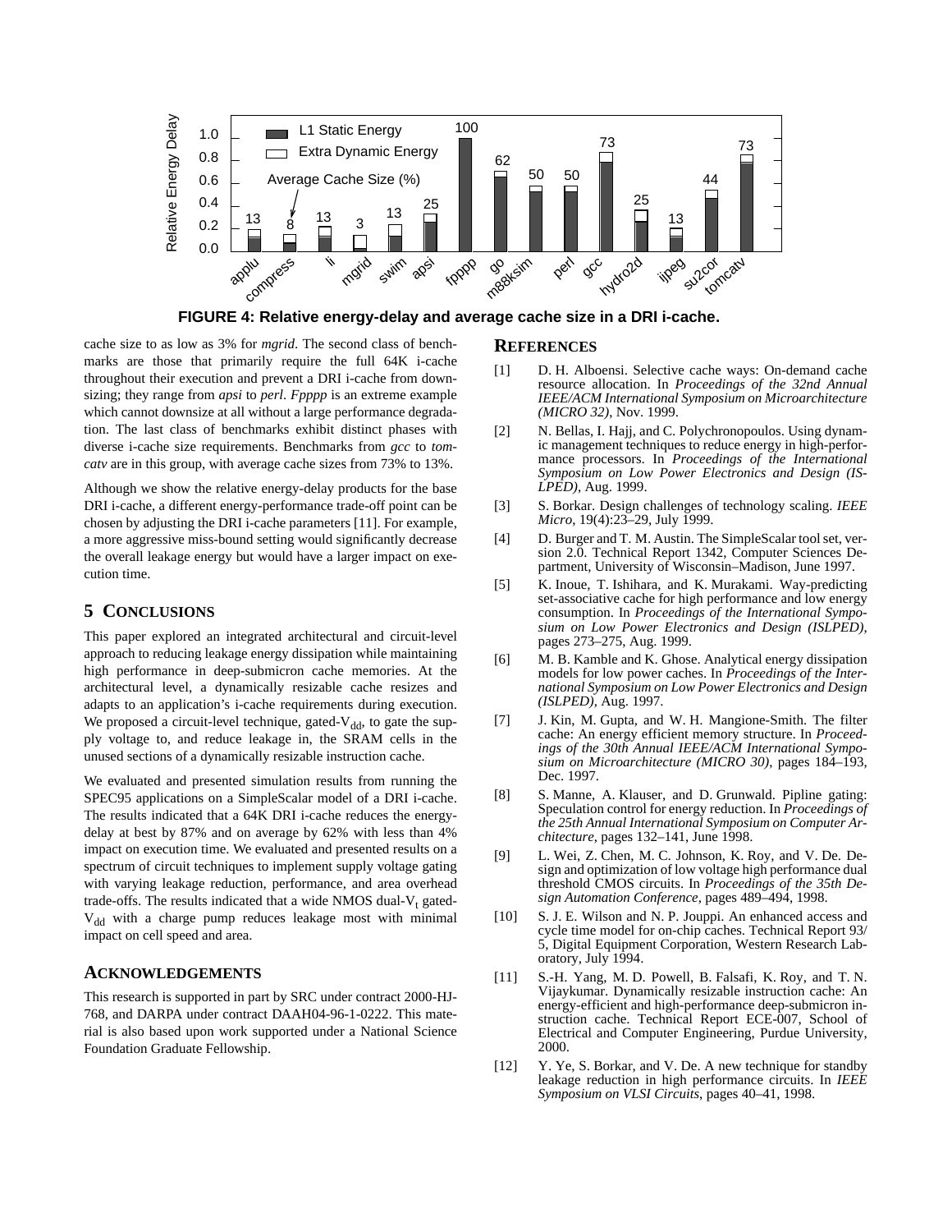Relative Energy Delay

1.0
0.8
0.6
0.4
0.2
0.0

L1 Static Energy
Extra Dynamic Energy
Average Cache Size (%)

13 8 13 3 13 25 100 62 50 50 73 25 13 44 73

applu compress li mgrid swim apsi fpppp go m88ksim perl gcc hydro2d ijpeg su2cor tomcatv

**FIGURE 4: Relative energy-delay and average cache size in a DRI i-cache.**

cache size to as low as 3% for *mgrid*. The second class of benchmarks are those that primarily require the full 64K i-cache throughout their execution and prevent a DRI i-cache from downsizing; they range from *apsi* to *perl*. *Fpppp* is an extreme example which cannot downsize at all without a large performance degradation. The last class of benchmarks exhibit distinct phases with diverse i-cache size requirements. Benchmarks from *gcc* to *tomcatv* are in this group, with average cache sizes from 73% to 13%.

Although we show the relative energy-delay products for the base DRI i-cache, a different energy-performance trade-off point can be chosen by adjusting the DRI i-cache parameters [11]. For example, a more aggressive miss-bound setting would significantly decrease the overall leakage energy but would have a larger impact on execution time.

## 5 CONCLUSIONS

This paper explored an integrated architectural and circuit-level approach to reducing leakage energy dissipation while maintaining high performance in deep-submicron cache memories. At the architectural level, a dynamically resizable cache resizes and adapts to an application's i-cache requirements during execution. We proposed a circuit-level technique, gated-$V_{dd}$, to gate the supply voltage to, and reduce leakage in, the SRAM cells in the unused sections of a dynamically resizable instruction cache.

We evaluated and presented simulation results from running the SPEC95 applications on a SimpleScalar model of a DRI i-cache. The results indicated that a 64K DRI i-cache reduces the energy-delay at best by 87% and on average by 62% with less than 4% impact on execution time. We evaluated and presented results on a spectrum of circuit techniques to implement supply voltage gating with varying leakage reduction, performance, and area overhead trade-offs. The results indicated that a wide NMOS dual-$V_t$ gated-$V_{dd}$ with a charge pump reduces leakage most with minimal impact on cell speed and area.

## ACKNOWLEDGEMENTS

This research is supported in part by SRC under contract 2000-HJ-768, and DARPA under contract DAAH04-96-1-0222. This material is also based upon work supported under a National Science Foundation Graduate Fellowship.

## REFERENCES

[1] D. H. Alboensi. Selective cache ways: On-demand cache resource allocation. In *Proceedings of the 32nd Annual IEEE/ACM International Symposium on Microarchitecture (MICRO 32)*, Nov. 1999.

[2] N. Bellas, I. Hajj, and C. Polychronopoulos. Using dynamic management techniques to reduce energy in high-performance processors. In *Proceedings of the International Symposium on Low Power Electronics and Design (ISLPED)*, Aug. 1999.

[3] S. Borkar. Design challenges of technology scaling. *IEEE Micro*, 19(4):23–29, July 1999.

[4] D. Burger and T. M. Austin. The SimpleScalar tool set, version 2.0. Technical Report 1342, Computer Sciences Department, University of Wisconsin–Madison, June 1997.

[5] K. Inoue, T. Ishihara, and K. Murakami. Way-predicting set-associative cache for high performance and low energy consumption. In *Proceedings of the International Symposium on Low Power Electronics and Design (ISLPED)*, pages 273–275, Aug. 1999.

[6] M. B. Kamble and K. Ghose. Analytical energy dissipation models for low power caches. In *Proceedings of the International Symposium on Low Power Electronics and Design (ISLPED)*, Aug. 1997.

[7] J. Kin, M. Gupta, and W. H. Mangione-Smith. The filter cache: An energy efficient memory structure. In *Proceedings of the 30th Annual IEEE/ACM International Symposium on Microarchitecture (MICRO 30)*, pages 184–193, Dec. 1997.

[8] S. Manne, A. Klauser, and D. Grunwald. Pipline gating: Speculation control for energy reduction. In *Proceedings of the 25th Annual International Symposium on Computer Architecture*, pages 132–141, June 1998.

[9] L. Wei, Z. Chen, M. C. Johnson, K. Roy, and V. De. Design and optimization of low voltage high performance dual threshold CMOS circuits. In *Proceedings of the 35th Design Automation Conference*, pages 489–494, 1998.

[10] S. J. E. Wilson and N. P. Jouppi. An enhanced access and cycle time model for on-chip caches. Technical Report 93/5, Digital Equipment Corporation, Western Research Laboratory, July 1994.

[11] S.-H. Yang, M. D. Powell, B. Falsafi, K. Roy, and T. N. Vijaykumar. Dynamically resizable instruction cache: An energy-efficient and high-performance deep-submicron instruction cache. Technical Report ECE-007, School of Electrical and Computer Engineering, Purdue University, 2000.

[12] Y. Ye, S. Borkar, and V. De. A new technique for standby leakage reduction in high performance circuits. In *IEEE Symposium on VLSI Circuits*, pages 40–41, 1998.